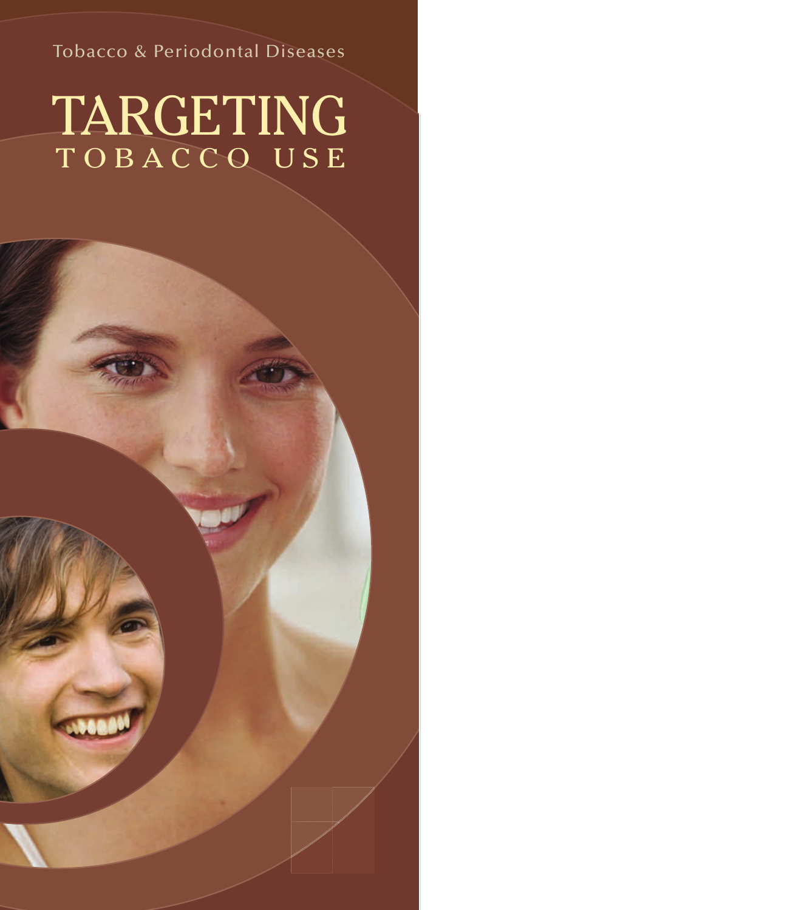Tobacco & Periodontal Diseases

# TARGETING TOBACCO USE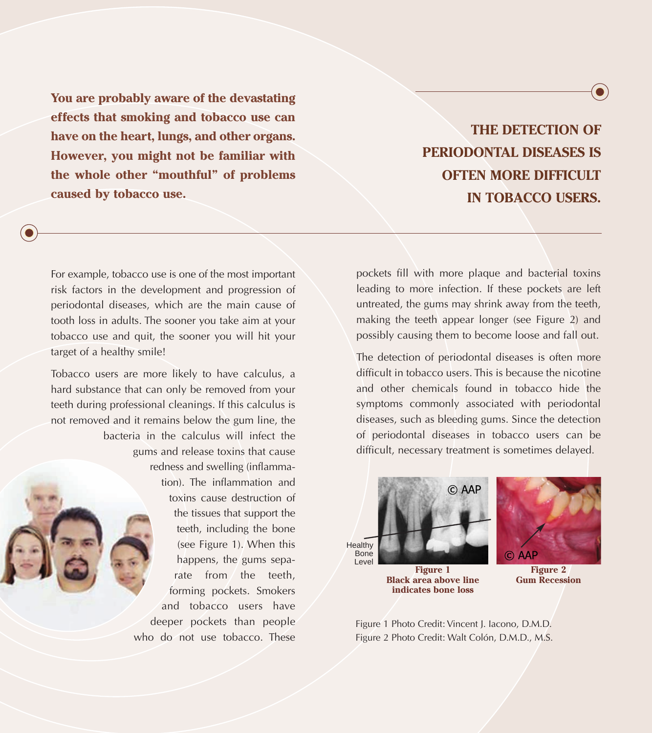**You are probably aware of the devastating effects that smoking and tobacco use can have on the heart, lungs, and other organs. However, you might not be familiar with the whole other "mouthful" of problems caused by tobacco use.**

## THE DETECTION OF PERIODONTAL DISEASES IS OFTEN MORE DIFFICULT IN TOBACCO USERS.

For example, tobacco use is one of the most important risk factors in the development and progression of periodontal diseases, which are the main cause of tooth loss in adults. The sooner you take aim at your tobacco use and quit, the sooner you will hit your target of a healthy smile!

Tobacco users are more likely to have calculus, a hard substance that can only be removed from your teeth during professional cleanings. If this calculus is not removed and it remains below the gum line, the bacteria in the calculus will infect the gums and release toxins that cause redness and swelling (inflammation). The inflammation and toxins cause destruction of the tissues that support the teeth, including the bone (see Figure 1). When this happens, the gums separate from the teeth, forming pockets. Smokers and tobacco users have deeper pockets than people who do not use tobacco. These pockets fill with more plaque and bacterial toxins leading to more infection. If these pockets are left untreated, the gums may shrink away from the teeth, making the teeth appear longer (see Figure 2) and possibly causing them to become loose and fall out.

The detection of periodontal diseases is often more difficult in tobacco users. This is because the nicotine and other chemicals found in tobacco hide the symptoms commonly associated with periodontal diseases, such as bleeding gums. Since the detection of periodontal diseases in tobacco users can be difficult, necessary treatment is sometimes delayed.

Healthy Bone Level

© AAP

**Figure 1**
**Black area above line indicates bone loss**

© AAP

**Figure 2**
**Gum Recession**

Figure 1 Photo Credit: Vincent J. Iacono, D.M.D.
Figure 2 Photo Credit: Walt Colón, D.M.D., M.S.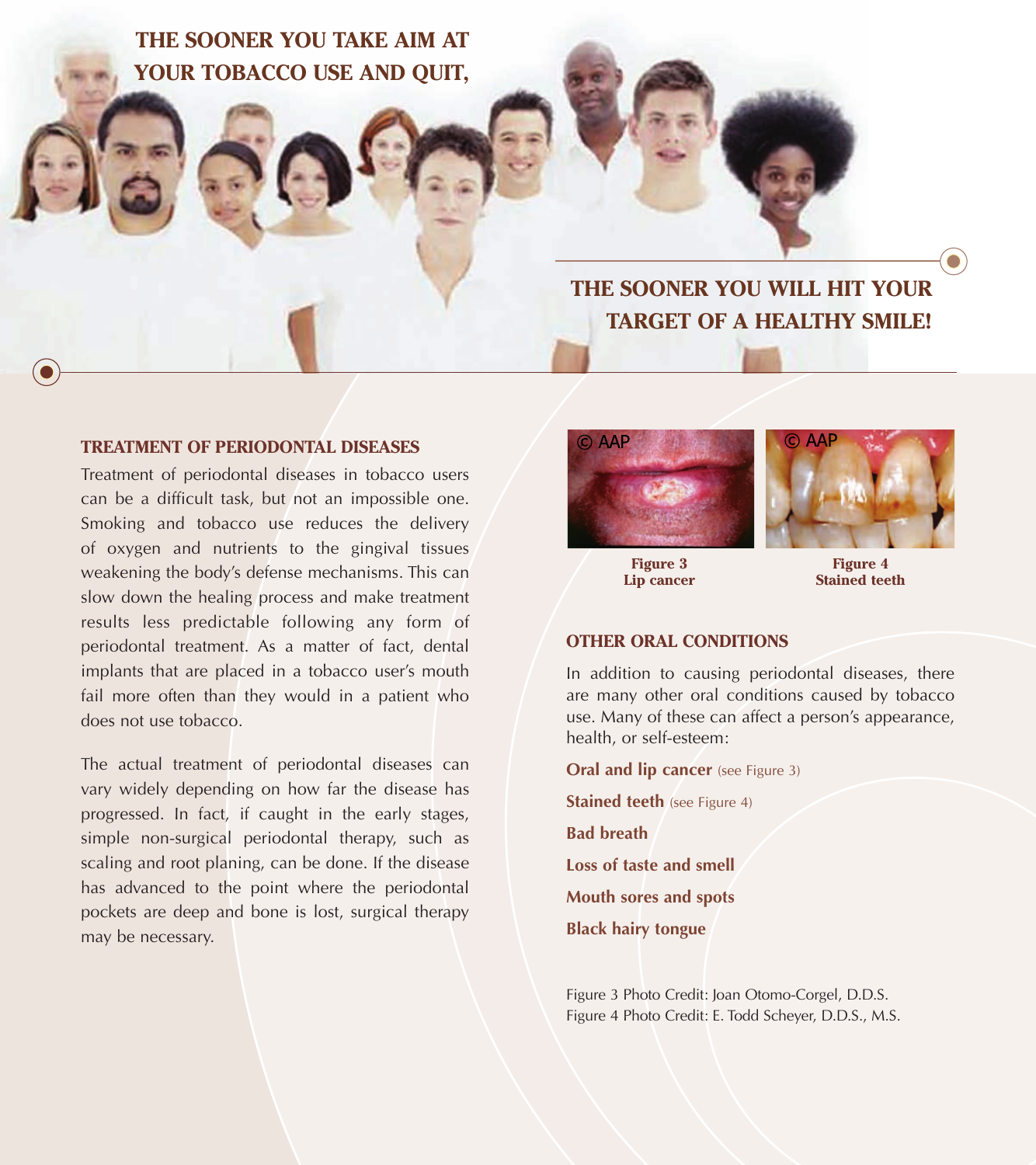**THE SOONER YOU TAKE AIM AT YOUR TOBACCO USE AND QUIT,**

**THE SOONER YOU WILL HIT YOUR TARGET OF A HEALTHY SMILE!**

## TREATMENT OF PERIODONTAL DISEASES

Treatment of periodontal diseases in tobacco users can be a difficult task, but not an impossible one. Smoking and tobacco use reduces the delivery of oxygen and nutrients to the gingival tissues weakening the body's defense mechanisms. This can slow down the healing process and make treatment results less predictable following any form of periodontal treatment. As a matter of fact, dental implants that are placed in a tobacco user's mouth fail more often than they would in a patient who does not use tobacco.

The actual treatment of periodontal diseases can vary widely depending on how far the disease has progressed. In fact, if caught in the early stages, simple non-surgical periodontal therapy, such as scaling and root planing, can be done. If the disease has advanced to the point where the periodontal pockets are deep and bone is lost, surgical therapy may be necessary.

© AAP

**Figure 3**
**Lip cancer**

© AAP

**Figure 4**
**Stained teeth**

## OTHER ORAL CONDITIONS

In addition to causing periodontal diseases, there are many other oral conditions caused by tobacco use. Many of these can affect a person's appearance, health, or self-esteem:

**Oral and lip cancer** (see Figure 3)

**Stained teeth** (see Figure 4)

**Bad breath**

**Loss of taste and smell**

**Mouth sores and spots**

**Black hairy tongue**

Figure 3 Photo Credit: Joan Otomo-Corgel, D.D.S.
Figure 4 Photo Credit: E. Todd Scheyer, D.D.S., M.S.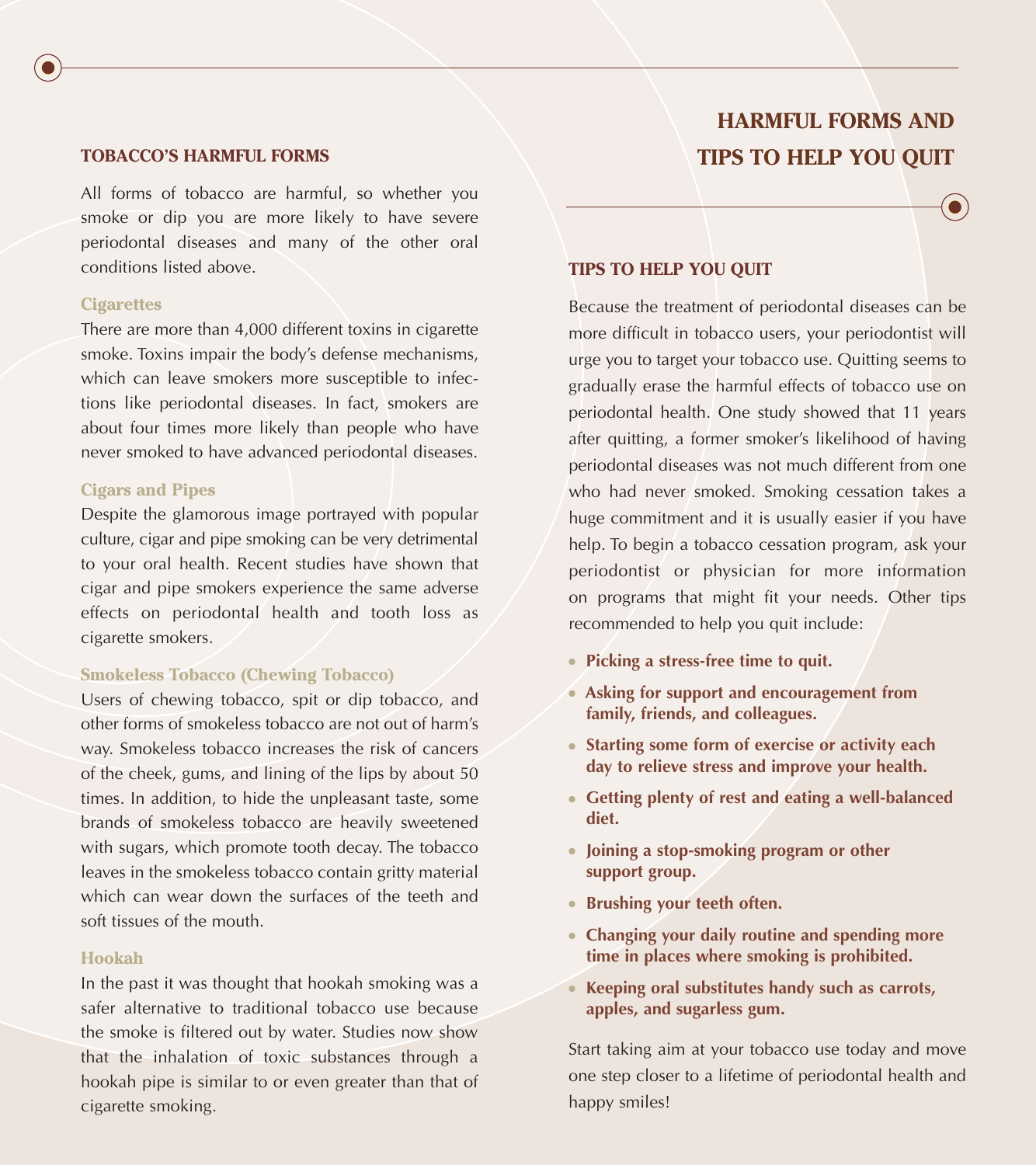# HARMFUL FORMS AND TIPS TO HELP YOU QUIT

## TOBACCO'S HARMFUL FORMS

All forms of tobacco are harmful, so whether you smoke or dip you are more likely to have severe periodontal diseases and many of the other oral conditions listed above.

### Cigarettes

There are more than 4,000 different toxins in cigarette smoke. Toxins impair the body's defense mechanisms, which can leave smokers more susceptible to infections like periodontal diseases. In fact, smokers are about four times more likely than people who have never smoked to have advanced periodontal diseases.

### Cigars and Pipes

Despite the glamorous image portrayed with popular culture, cigar and pipe smoking can be very detrimental to your oral health. Recent studies have shown that cigar and pipe smokers experience the same adverse effects on periodontal health and tooth loss as cigarette smokers.

### Smokeless Tobacco (Chewing Tobacco)

Users of chewing tobacco, spit or dip tobacco, and other forms of smokeless tobacco are not out of harm's way. Smokeless tobacco increases the risk of cancers of the cheek, gums, and lining of the lips by about 50 times. In addition, to hide the unpleasant taste, some brands of smokeless tobacco are heavily sweetened with sugars, which promote tooth decay. The tobacco leaves in the smokeless tobacco contain gritty material which can wear down the surfaces of the teeth and soft tissues of the mouth.

### Hookah

In the past it was thought that hookah smoking was a safer alternative to traditional tobacco use because the smoke is filtered out by water. Studies now show that the inhalation of toxic substances through a hookah pipe is similar to or even greater than that of cigarette smoking.

## TIPS TO HELP YOU QUIT

Because the treatment of periodontal diseases can be more difficult in tobacco users, your periodontist will urge you to target your tobacco use. Quitting seems to gradually erase the harmful effects of tobacco use on periodontal health. One study showed that 11 years after quitting, a former smoker's likelihood of having periodontal diseases was not much different from one who had never smoked. Smoking cessation takes a huge commitment and it is usually easier if you have help. To begin a tobacco cessation program, ask your periodontist or physician for more information on programs that might fit your needs. Other tips recommended to help you quit include:

- **Picking a stress-free time to quit.**
- **Asking for support and encouragement from family, friends, and colleagues.**
- **Starting some form of exercise or activity each day to relieve stress and improve your health.**
- **Getting plenty of rest and eating a well-balanced diet.**
- **Joining a stop-smoking program or other support group.**
- **Brushing your teeth often.**
- **Changing your daily routine and spending more time in places where smoking is prohibited.**
- **Keeping oral substitutes handy such as carrots, apples, and sugarless gum.**

Start taking aim at your tobacco use today and move one step closer to a lifetime of periodontal health and happy smiles!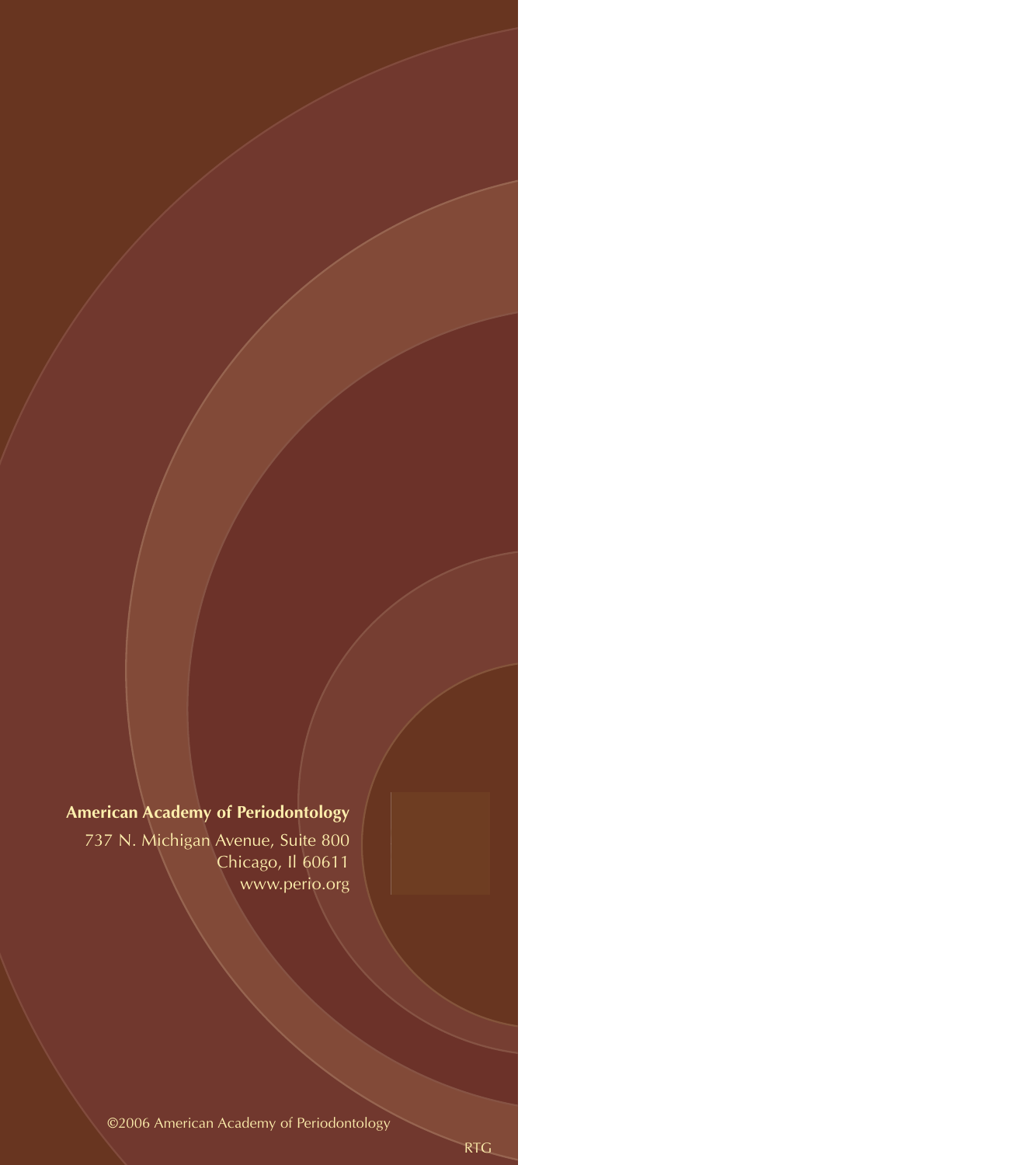**American Academy of Periodontology**

737 N. Michigan Avenue, Suite 800
Chicago, Il 60611
www.perio.org

©2006 American Academy of Periodontology

RTG